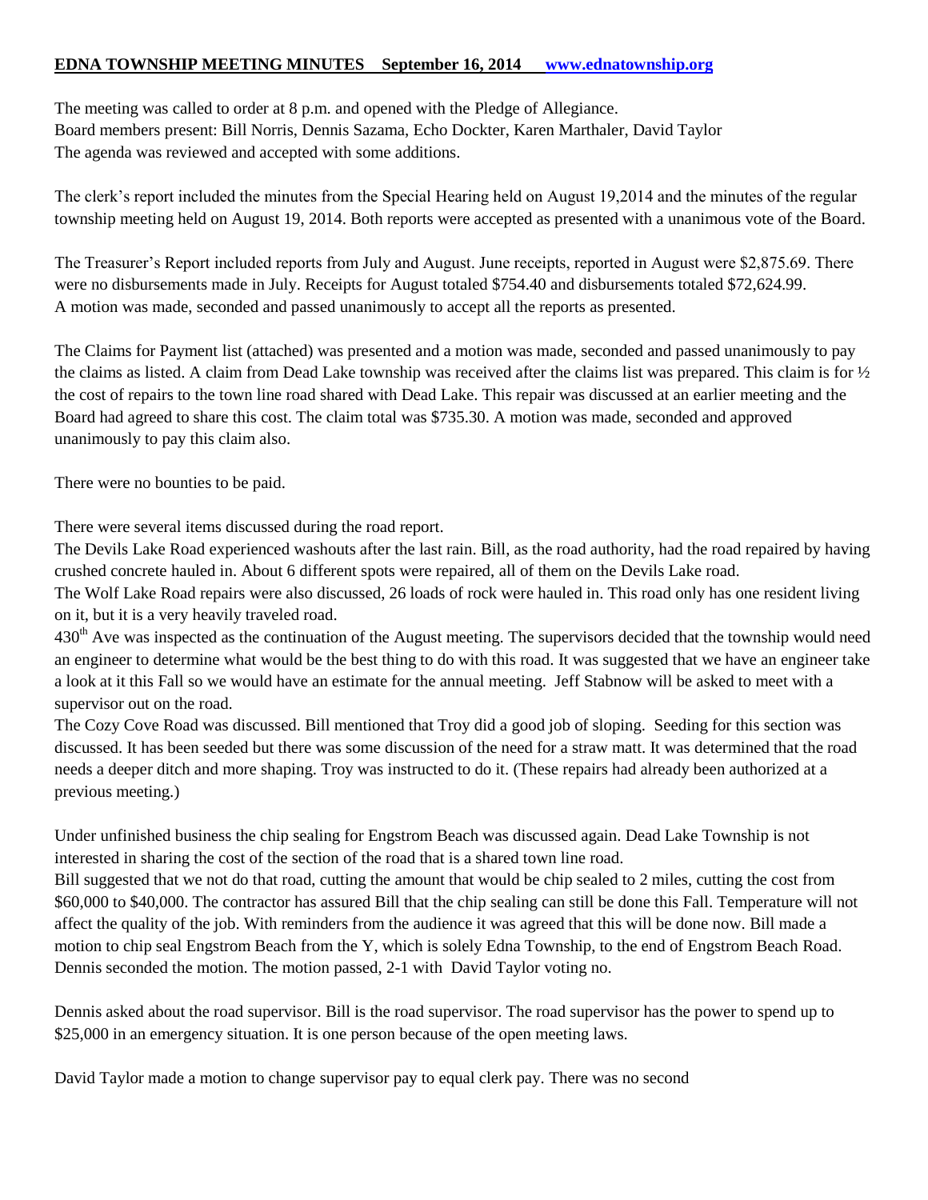**EDNA TOWNSHIP MEETING MINUTES September 16, 2014 www.ednatownship.org**

The meeting was called to order at 8 p.m. and opened with the Pledge of Allegiance.
Board members present: Bill Norris, Dennis Sazama, Echo Dockter, Karen Marthaler, David Taylor
The agenda was reviewed and accepted with some additions.

The clerk's report included the minutes from the Special Hearing held on August 19,2014 and the minutes of the regular township meeting held on August 19, 2014. Both reports were accepted as presented with a unanimous vote of the Board.

The Treasurer's Report included reports from July and August. June receipts, reported in August were $2,875.69. There were no disbursements made in July. Receipts for August totaled $754.40 and disbursements totaled $72,624.99.
A motion was made, seconded and passed unanimously to accept all the reports as presented.

The Claims for Payment list (attached) was presented and a motion was made, seconded and passed unanimously to pay the claims as listed. A claim from Dead Lake township was received after the claims list was prepared. This claim is for ½ the cost of repairs to the town line road shared with Dead Lake. This repair was discussed at an earlier meeting and the Board had agreed to share this cost. The claim total was $735.30. A motion was made, seconded and approved unanimously to pay this claim also.

There were no bounties to be paid.

There were several items discussed during the road report.
The Devils Lake Road experienced washouts after the last rain. Bill, as the road authority, had the road repaired by having crushed concrete hauled in. About 6 different spots were repaired, all of them on the Devils Lake road.
The Wolf Lake Road repairs were also discussed, 26 loads of rock were hauled in. This road only has one resident living on it, but it is a very heavily traveled road.
430th Ave was inspected as the continuation of the August meeting. The supervisors decided that the township would need an engineer to determine what would be the best thing to do with this road. It was suggested that we have an engineer take a look at it this Fall so we would have an estimate for the annual meeting. Jeff Stabnow will be asked to meet with a supervisor out on the road.
The Cozy Cove Road was discussed. Bill mentioned that Troy did a good job of sloping. Seeding for this section was discussed. It has been seeded but there was some discussion of the need for a straw matt. It was determined that the road needs a deeper ditch and more shaping. Troy was instructed to do it. (These repairs had already been authorized at a previous meeting.)

Under unfinished business the chip sealing for Engstrom Beach was discussed again. Dead Lake Township is not interested in sharing the cost of the section of the road that is a shared town line road.
Bill suggested that we not do that road, cutting the amount that would be chip sealed to 2 miles, cutting the cost from $60,000 to $40,000. The contractor has assured Bill that the chip sealing can still be done this Fall. Temperature will not affect the quality of the job. With reminders from the audience it was agreed that this will be done now. Bill made a motion to chip seal Engstrom Beach from the Y, which is solely Edna Township, to the end of Engstrom Beach Road. Dennis seconded the motion. The motion passed, 2-1 with David Taylor voting no.

Dennis asked about the road supervisor. Bill is the road supervisor. The road supervisor has the power to spend up to $25,000 in an emergency situation. It is one person because of the open meeting laws.

David Taylor made a motion to change supervisor pay to equal clerk pay. There was no second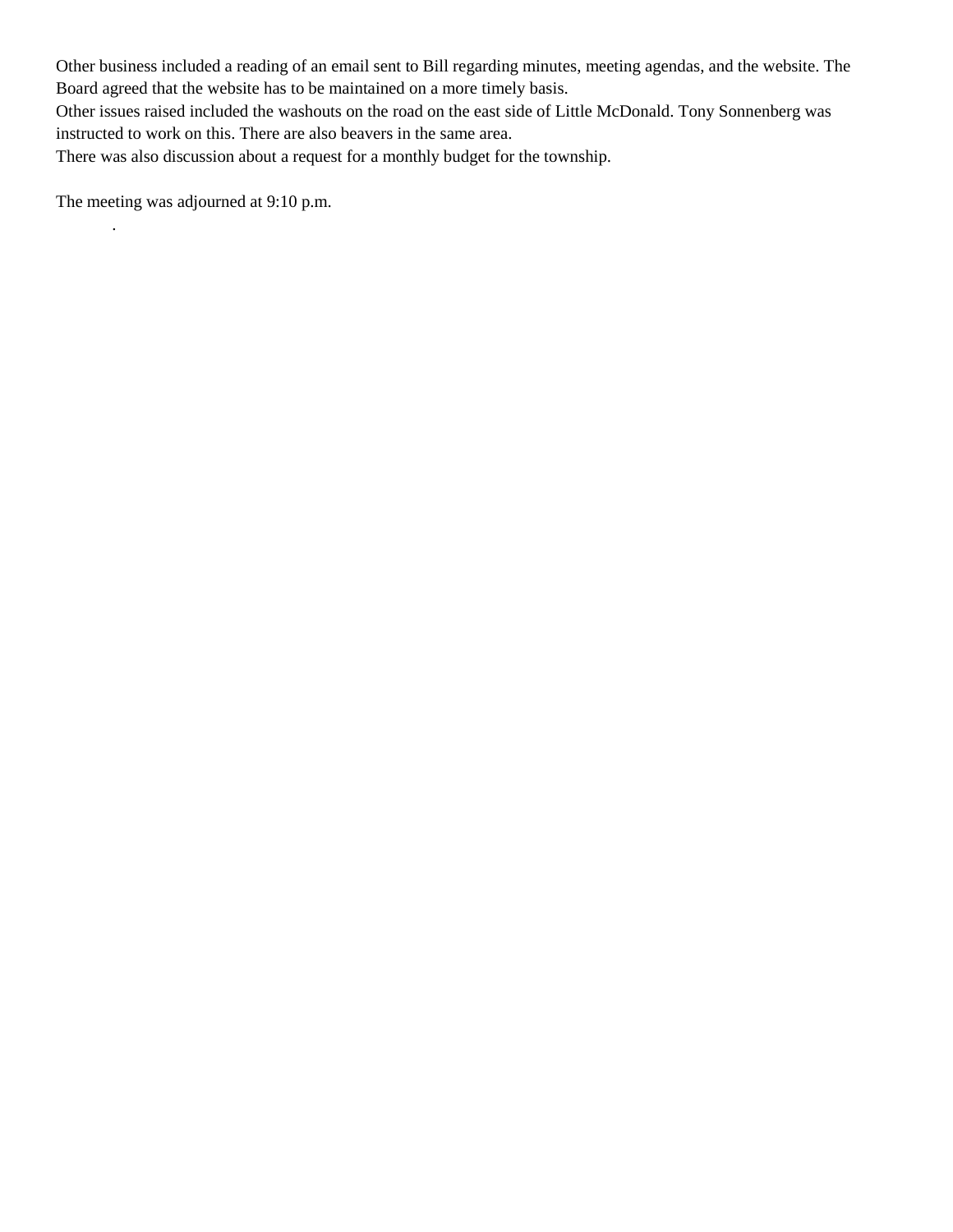Other business included a reading of an email sent to Bill regarding minutes, meeting agendas, and the website. The Board agreed that the website has to be maintained on a more timely basis.

Other issues raised included the washouts on the road on the east side of Little McDonald. Tony Sonnenberg was instructed to work on this. There are also beavers in the same area.

There was also discussion about a request for a monthly budget for the township.

The meeting was adjourned at 9:10 p.m.

.